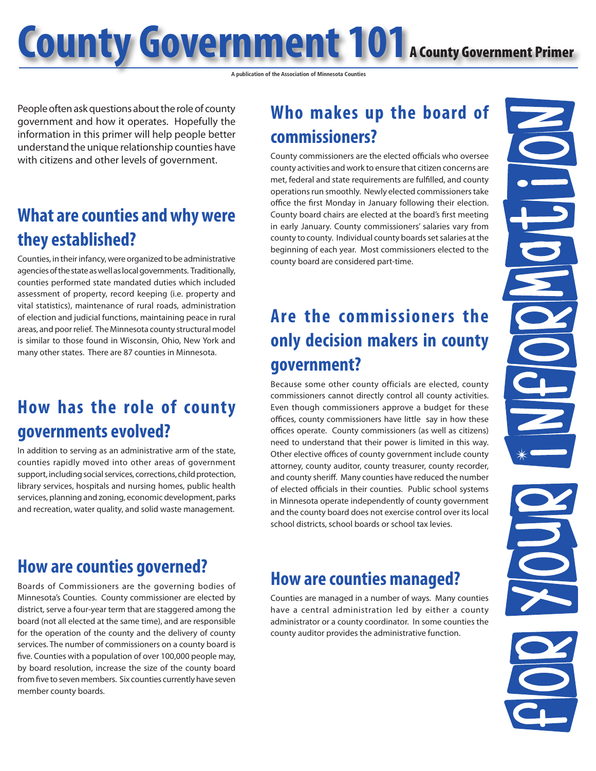# County Government 101 A County Government Primer

A publication of the Association of Minnesota Counties

People often ask questions about the role of county government and how it operates. Hopefully the information in this primer will help people better understand the unique relationship counties have with citizens and other levels of government.

## What are counties and why were they established?

Counties, in their infancy, were organized to be administrative agencies of the state as well as local governments. Traditionally, counties performed state mandated duties which included assessment of property, record keeping (i.e. property and vital statistics), maintenance of rural roads, administration of election and judicial functions, maintaining peace in rural areas, and poor relief. The Minnesota county structural model is similar to those found in Wisconsin, Ohio, New York and many other states. There are 87 counties in Minnesota.

## How has the role of county governments evolved?

In addition to serving as an administrative arm of the state, counties rapidly moved into other areas of government support, including social services, corrections, child protection, library services, hospitals and nursing homes, public health services, planning and zoning, economic development, parks and recreation, water quality, and solid waste management.

## How are counties governed?

Boards of Commissioners are the governing bodies of Minnesota's Counties. County commissioner are elected by district, serve a four-year term that are staggered among the board (not all elected at the same time), and are responsible for the operation of the county and the delivery of county services. The number of commissioners on a county board is five. Counties with a population of over 100,000 people may, by board resolution, increase the size of the county board from five to seven members. Six counties currently have seven member county boards.

## Who makes up the board of commissioners?

County commissioners are the elected officials who oversee county activities and work to ensure that citizen concerns are met, federal and state requirements are fulfilled, and county operations run smoothly. Newly elected commissioners take office the first Monday in January following their election. County board chairs are elected at the board's first meeting in early January. County commissioners' salaries vary from county to county. Individual county boards set salaries at the beginning of each year. Most commissioners elected to the county board are considered part-time.

## Are the commissioners the only decision makers in county government?

Because some other county officials are elected, county commissioners cannot directly control all county activities. Even though county commissioners approve a budget for these offices, county commissioners have little say in how these offices operate. County commissioners (as well as citizens) need to understand that their power is limited in this way. Other elective offices of county government include county attorney, county auditor, county treasurer, county recorder, and county sheriff. Many counties have reduced the number of elected officials in their counties. Public school systems in Minnesota operate independently of county government and the county board does not exercise control over its local school districts, school boards or school tax levies.

## How are counties managed?

Counties are managed in a number of ways. Many counties have a central administration led by either a county administrator or a county coordinator. In some counties the county auditor provides the administrative function.

FOR YOUR INFORMATION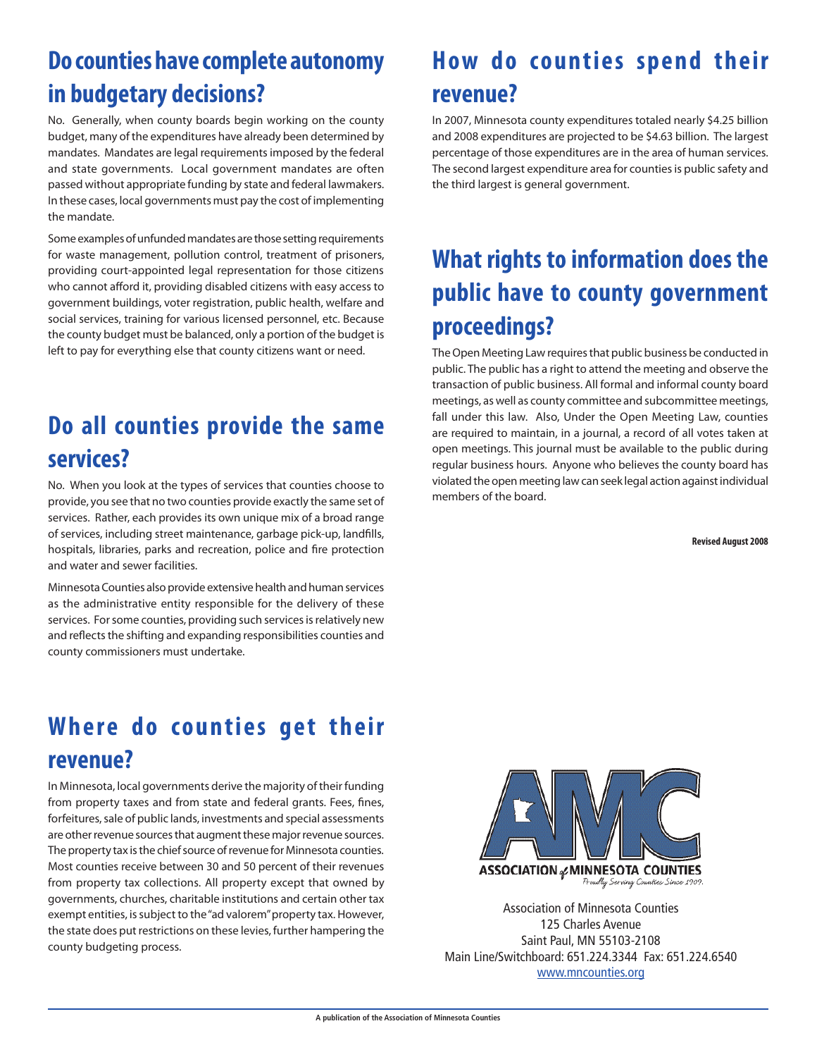## Do counties have complete autonomy in budgetary decisions?

No. Generally, when county boards begin working on the county budget, many of the expenditures have already been determined by mandates. Mandates are legal requirements imposed by the federal and state governments. Local government mandates are often passed without appropriate funding by state and federal lawmakers. In these cases, local governments must pay the cost of implementing the mandate.

Some examples of unfunded mandates are those setting requirements for waste management, pollution control, treatment of prisoners, providing court-appointed legal representation for those citizens who cannot afford it, providing disabled citizens with easy access to government buildings, voter registration, public health, welfare and social services, training for various licensed personnel, etc. Because the county budget must be balanced, only a portion of the budget is left to pay for everything else that county citizens want or need.

## Do all counties provide the same services?

No. When you look at the types of services that counties choose to provide, you see that no two counties provide exactly the same set of services. Rather, each provides its own unique mix of a broad range of services, including street maintenance, garbage pick-up, landfills, hospitals, libraries, parks and recreation, police and fire protection and water and sewer facilities.

Minnesota Counties also provide extensive health and human services as the administrative entity responsible for the delivery of these services. For some counties, providing such services is relatively new and reflects the shifting and expanding responsibilities counties and county commissioners must undertake.

## Where do counties get their revenue?

In Minnesota, local governments derive the majority of their funding from property taxes and from state and federal grants. Fees, fines, forfeitures, sale of public lands, investments and special assessments are other revenue sources that augment these major revenue sources. The property tax is the chief source of revenue for Minnesota counties. Most counties receive between 30 and 50 percent of their revenues from property tax collections. All property except that owned by governments, churches, charitable institutions and certain other tax exempt entities, is subject to the "ad valorem" property tax. However, the state does put restrictions on these levies, further hampering the county budgeting process.

## How do counties spend their revenue?

In 2007, Minnesota county expenditures totaled nearly $4.25 billion and 2008 expenditures are projected to be $4.63 billion. The largest percentage of those expenditures are in the area of human services. The second largest expenditure area for counties is public safety and the third largest is general government.

## What rights to information does the public have to county government proceedings?

The Open Meeting Law requires that public business be conducted in public. The public has a right to attend the meeting and observe the transaction of public business. All formal and informal county board meetings, as well as county committee and subcommittee meetings, fall under this law. Also, Under the Open Meeting Law, counties are required to maintain, in a journal, a record of all votes taken at open meetings. This journal must be available to the public during regular business hours. Anyone who believes the county board has violated the open meeting law can seek legal action against individual members of the board.

**Revised August 2008**

ASSOCIATION of MINNESOTA COUNTIES

*Proudly Serving Counties Since 1909.*

Association of Minnesota Counties
125 Charles Avenue
Saint Paul, MN 55103-2108
Main Line/Switchboard: 651.224.3344 Fax: 651.224.6540
www.mncounties.org

A publication of the Association of Minnesota Counties